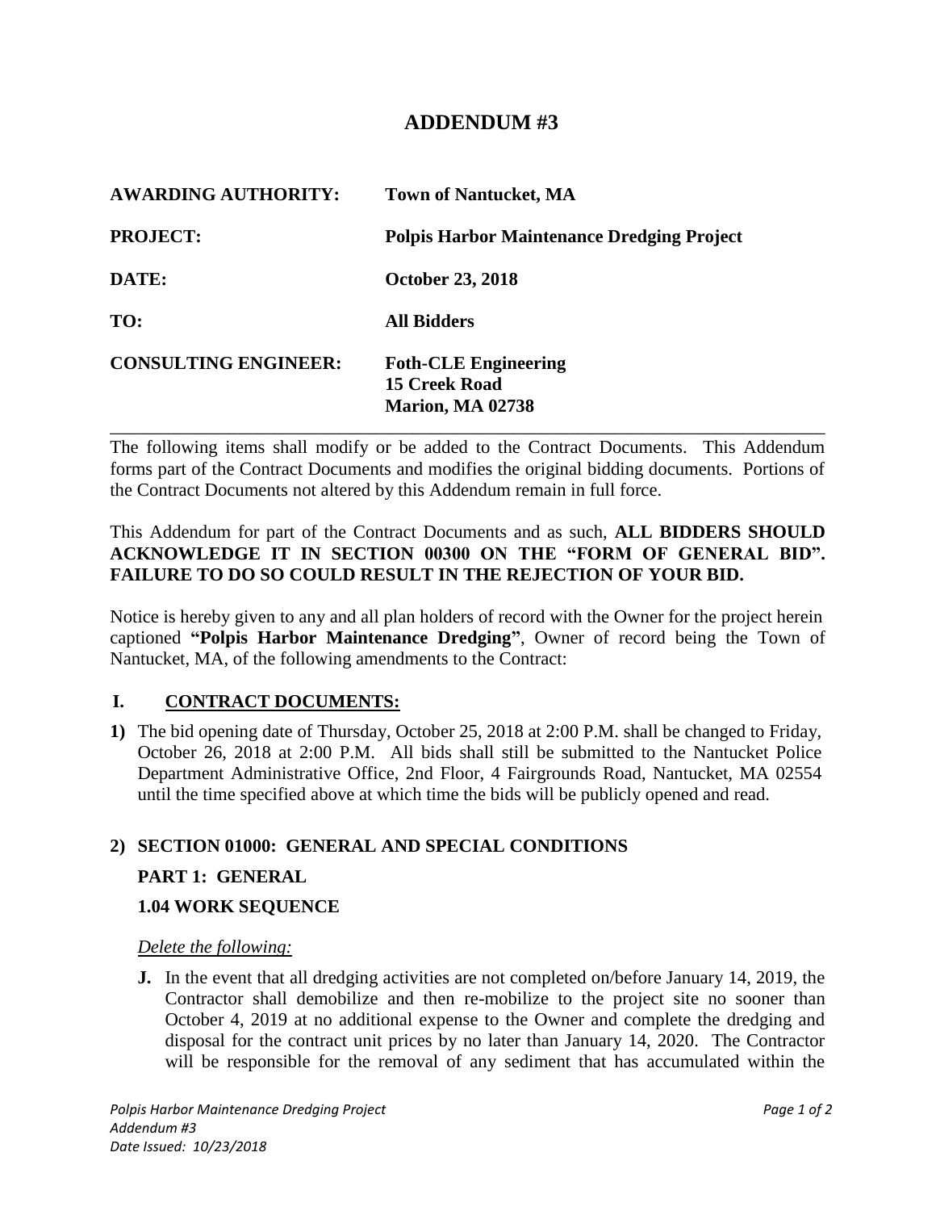# ADDENDUM #3

**AWARDING AUTHORITY:** **Town of Nantucket, MA**

**PROJECT:** **Polpis Harbor Maintenance Dredging Project**

**DATE:** **October 23, 2018**

**TO:** **All Bidders**

**CONSULTING ENGINEER:** **Foth-CLE Engineering**
**15 Creek Road**
**Marion, MA 02738**

---

The following items shall modify or be added to the Contract Documents. This Addendum forms part of the Contract Documents and modifies the original bidding documents. Portions of the Contract Documents not altered by this Addendum remain in full force.

This Addendum for part of the Contract Documents and as such, **ALL BIDDERS SHOULD ACKNOWLEDGE IT IN SECTION 00300 ON THE "FORM OF GENERAL BID". FAILURE TO DO SO COULD RESULT IN THE REJECTION OF YOUR BID.**

Notice is hereby given to any and all plan holders of record with the Owner for the project herein captioned **"Polpis Harbor Maintenance Dredging"**, Owner of record being the Town of Nantucket, MA, of the following amendments to the Contract:

## I. CONTRACT DOCUMENTS:

**1)** The bid opening date of Thursday, October 25, 2018 at 2:00 P.M. shall be changed to Friday, October 26, 2018 at 2:00 P.M. All bids shall still be submitted to the Nantucket Police Department Administrative Office, 2nd Floor, 4 Fairgrounds Road, Nantucket, MA 02554 until the time specified above at which time the bids will be publicly opened and read.

**2) SECTION 01000: GENERAL AND SPECIAL CONDITIONS**

**PART 1: GENERAL**

**1.04 WORK SEQUENCE**

*Delete the following:*

**J.** In the event that all dredging activities are not completed on/before January 14, 2019, the Contractor shall demobilize and then re-mobilize to the project site no sooner than October 4, 2019 at no additional expense to the Owner and complete the dredging and disposal for the contract unit prices by no later than January 14, 2020. The Contractor will be responsible for the removal of any sediment that has accumulated within the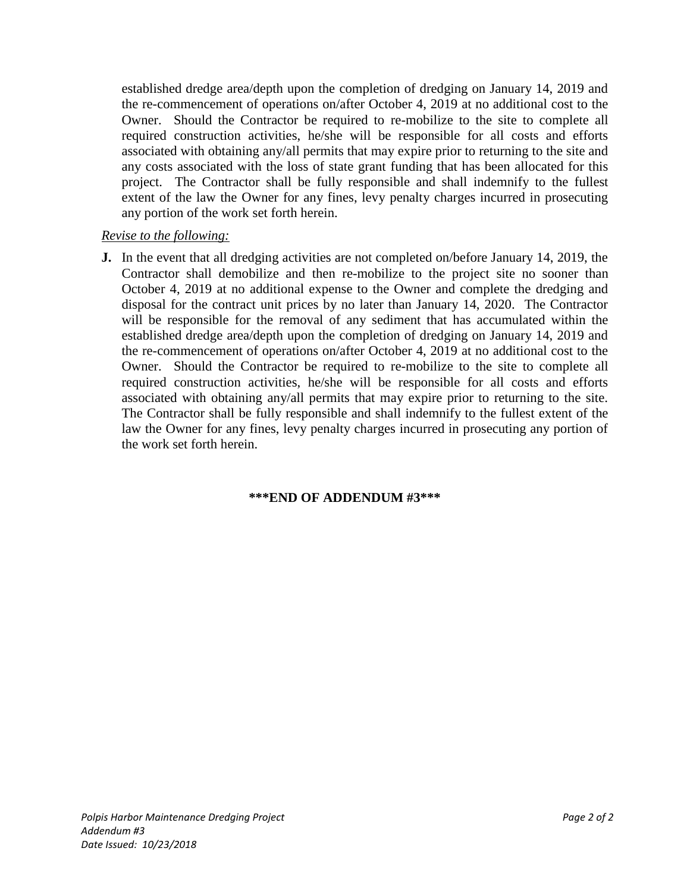established dredge area/depth upon the completion of dredging on January 14, 2019 and the re-commencement of operations on/after October 4, 2019 at no additional cost to the Owner. Should the Contractor be required to re-mobilize to the site to complete all required construction activities, he/she will be responsible for all costs and efforts associated with obtaining any/all permits that may expire prior to returning to the site and any costs associated with the loss of state grant funding that has been allocated for this project. The Contractor shall be fully responsible and shall indemnify to the fullest extent of the law the Owner for any fines, levy penalty charges incurred in prosecuting any portion of the work set forth herein.

*Revise to the following:*

**J.** In the event that all dredging activities are not completed on/before January 14, 2019, the Contractor shall demobilize and then re-mobilize to the project site no sooner than October 4, 2019 at no additional expense to the Owner and complete the dredging and disposal for the contract unit prices by no later than January 14, 2020. The Contractor will be responsible for the removal of any sediment that has accumulated within the established dredge area/depth upon the completion of dredging on January 14, 2019 and the re-commencement of operations on/after October 4, 2019 at no additional cost to the Owner. Should the Contractor be required to re-mobilize to the site to complete all required construction activities, he/she will be responsible for all costs and efforts associated with obtaining any/all permits that may expire prior to returning to the site. The Contractor shall be fully responsible and shall indemnify to the fullest extent of the law the Owner for any fines, levy penalty charges incurred in prosecuting any portion of the work set forth herein.

**\*\*\*END OF ADDENDUM #3\*\*\***